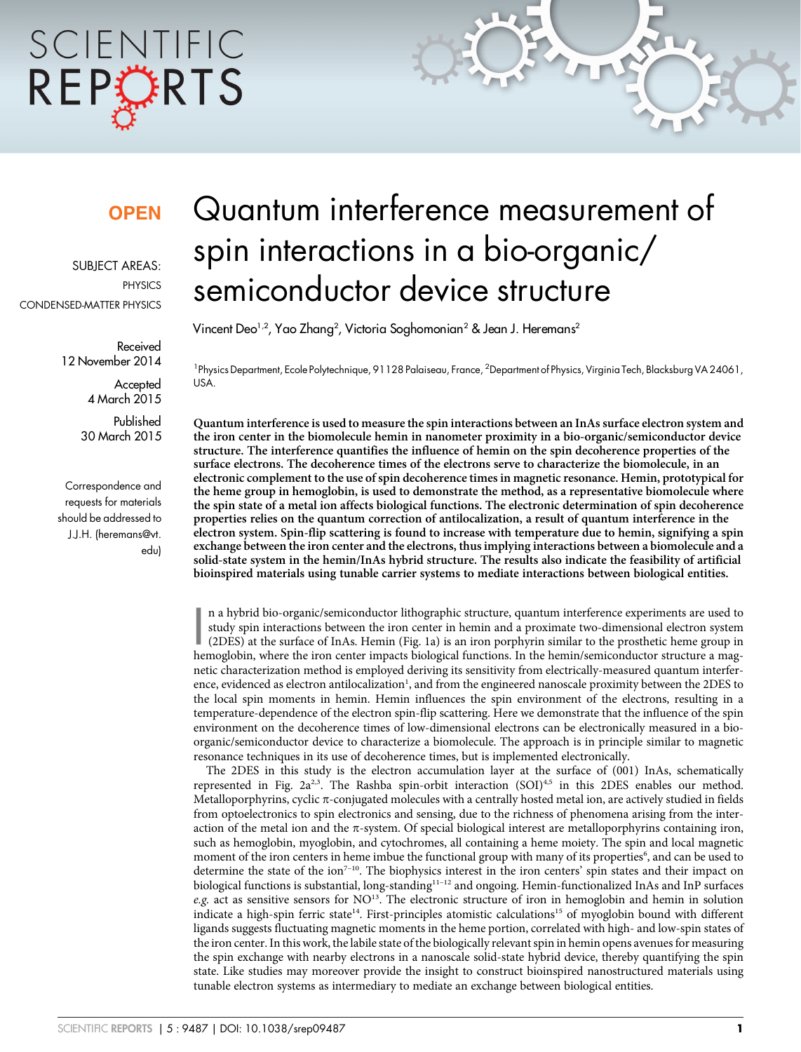**OPEN**

SUBJECT AREAS:
PHYSICS
CONDENSED-MATTER PHYSICS

Received
12 November 2014

Accepted
4 March 2015

Published
30 March 2015

Correspondence and requests for materials should be addressed to J.J.H. (heremans@vt.edu)

# Quantum interference measurement of spin interactions in a bio-organic/semiconductor device structure

Vincent Deo[1,2], Yao Zhang[2], Victoria Soghomonian[2] & Jean J. Heremans[2]

[1]Physics Department, Ecole Polytechnique, 91128 Palaiseau, France, [2]Department of Physics, Virginia Tech, Blacksburg VA 24061, USA.

**Quantum interference is used to measure the spin interactions between an InAs surface electron system and the iron center in the biomolecule hemin in nanometer proximity in a bio-organic/semiconductor device structure. The interference quantifies the influence of hemin on the spin decoherence properties of the surface electrons. The decoherence times of the electrons serve to characterize the biomolecule, in an electronic complement to the use of spin decoherence times in magnetic resonance. Hemin, prototypical for the heme group in hemoglobin, is used to demonstrate the method, as a representative biomolecule where the spin state of a metal ion affects biological functions. The electronic determination of spin decoherence properties relies on the quantum correction of antilocalization, a result of quantum interference in the electron system. Spin-flip scattering is found to increase with temperature due to hemin, signifying a spin exchange between the iron center and the electrons, thus implying interactions between a biomolecule and a solid-state system in the hemin/InAs hybrid structure. The results also indicate the feasibility of artificial bioinspired materials using tunable carrier systems to mediate interactions between biological entities.**

In a hybrid bio-organic/semiconductor lithographic structure, quantum interference experiments are used to study spin interactions between the iron center in hemin and a proximate two-dimensional electron system (2DES) at the surface of InAs. Hemin (Fig. 1a) is an iron porphyrin similar to the prosthetic heme group in hemoglobin, where the iron center impacts biological functions. In the hemin/semiconductor structure a magnetic characterization method is employed deriving its sensitivity from electrically-measured quantum interference, evidenced as electron antilocalization[1], and from the engineered nanoscale proximity between the 2DES to the local spin moments in hemin. Hemin influences the spin environment of the electrons, resulting in a temperature-dependence of the electron spin-flip scattering. Here we demonstrate that the influence of the spin environment on the decoherence times of low-dimensional electrons can be electronically measured in a bio-organic/semiconductor device to characterize a biomolecule. The approach is in principle similar to magnetic resonance techniques in its use of decoherence times, but is implemented electronically.

The 2DES in this study is the electron accumulation layer at the surface of (001) InAs, schematically represented in Fig. 2a[2,3]. The Rashba spin-orbit interaction (SOI)[4,5] in this 2DES enables our method. Metalloporphyrins, cyclic π-conjugated molecules with a centrally hosted metal ion, are actively studied in fields from optoelectronics to spin electronics and sensing, due to the richness of phenomena arising from the interaction of the metal ion and the π-system. Of special biological interest are metalloporphyrins containing iron, such as hemoglobin, myoglobin, and cytochromes, all containing a heme moiety. The spin and local magnetic moment of the iron centers in heme imbue the functional group with many of its properties[6], and can be used to determine the state of the ion[7–10]. The biophysics interest in the iron centers' spin states and their impact on biological functions is substantial, long-standing[11–12] and ongoing. Hemin-functionalized InAs and InP surfaces *e.g.* act as sensitive sensors for NO[13]. The electronic structure of iron in hemoglobin and hemin in solution indicate a high-spin ferric state[14]. First-principles atomistic calculations[15] of myoglobin bound with different ligands suggests fluctuating magnetic moments in the heme portion, correlated with high- and low-spin states of the iron center. In this work, the labile state of the biologically relevant spin in hemin opens avenues for measuring the spin exchange with nearby electrons in a nanoscale solid-state hybrid device, thereby quantifying the spin state. Like studies may moreover provide the insight to construct bioinspired nanostructured materials using tunable electron systems as intermediary to mediate an exchange between biological entities.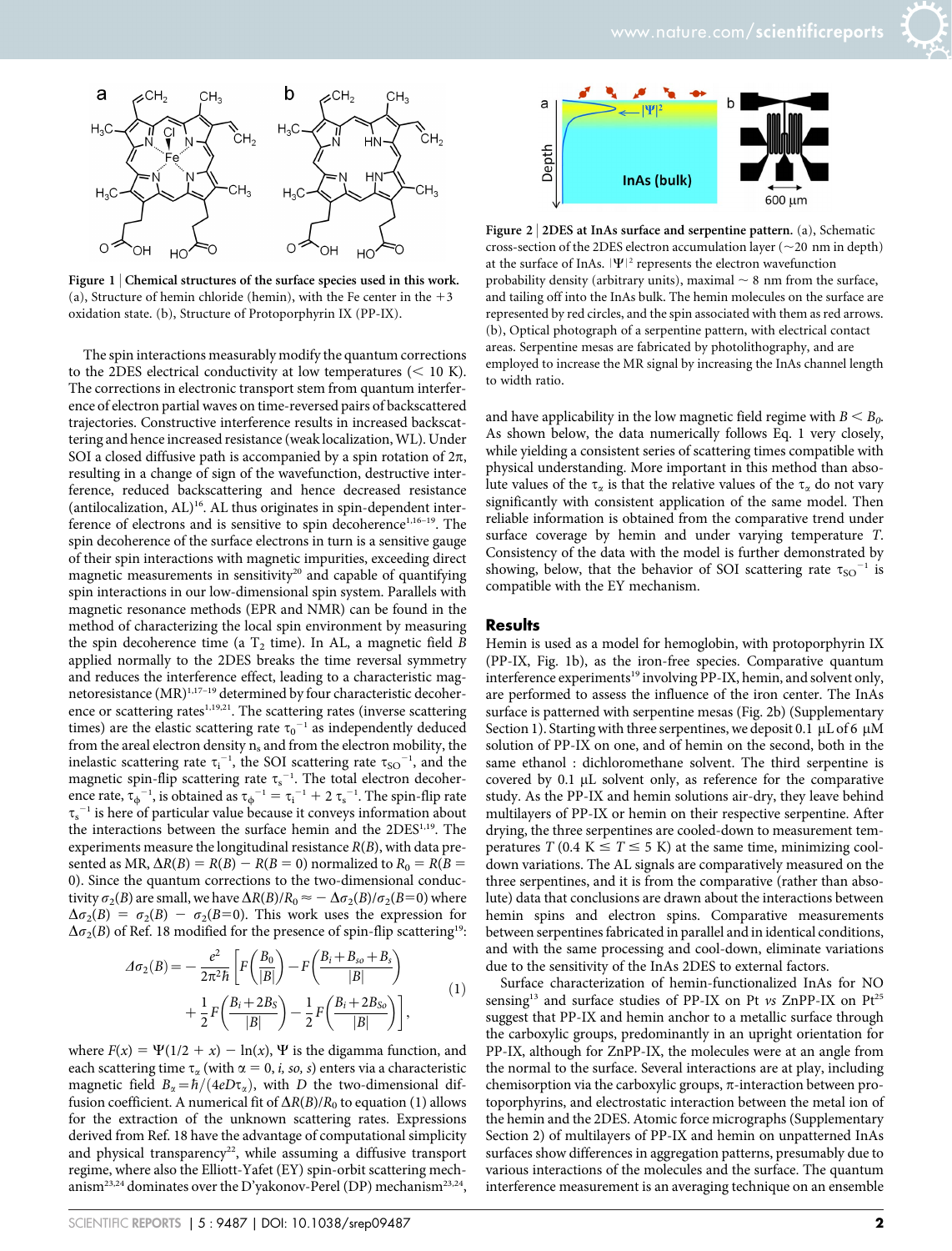Figure 1 | **Chemical structures of the surface species used in this work.** (a), Structure of hemin chloride (hemin), with the Fe center in the +3 oxidation state. (b), Structure of Protoporphyrin IX (PP-IX).

The spin interactions measurably modify the quantum corrections to the 2DES electrical conductivity at low temperatures (< 10 K). The corrections in electronic transport stem from quantum interference of electron partial waves on time-reversed pairs of backscattered trajectories. Constructive interference results in increased backscattering and hence increased resistance (weak localization, WL). Under SOI a closed diffusive path is accompanied by a spin rotation of $2\pi$, resulting in a change of sign of the wavefunction, destructive interference, reduced backscattering and hence decreased resistance (antilocalization, AL)[16]. AL thus originates in spin-dependent interference of electrons and is sensitive to spin decoherence[1,16–19]. The spin decoherence of the surface electrons in turn is a sensitive gauge of their spin interactions with magnetic impurities, exceeding direct magnetic measurements in sensitivity[20] and capable of quantifying spin interactions in our low-dimensional spin system. Parallels with magnetic resonance methods (EPR and NMR) can be found in the method of characterizing the local spin environment by measuring the spin decoherence time (a $T_2$ time). In AL, a magnetic field $B$ applied normally to the 2DES breaks the time reversal symmetry and reduces the interference effect, leading to a characteristic magnetoresistance (MR)[1,17–19] determined by four characteristic decoherence or scattering rates[1,19,21]. The scattering rates (inverse scattering times) are the elastic scattering rate $\tau_0^{-1}$ as independently deduced from the areal electron density $n_s$ and from the electron mobility, the inelastic scattering rate $\tau_i^{-1}$, the SOI scattering rate $\tau_{SO}^{-1}$, and the magnetic spin-flip scattering rate $\tau_s^{-1}$. The total electron decoherence rate, $\tau_\phi^{-1}$, is obtained as $\tau_\phi^{-1} = \tau_i^{-1} + 2\,\tau_s^{-1}$. The spin-flip rate $\tau_s^{-1}$ is here of particular value because it conveys information about the interactions between the surface hemin and the 2DES[1,19]. The experiments measure the longitudinal resistance $R(B)$, with data presented as MR, $\Delta R(B) = R(B) - R(B = 0)$ normalized to $R_0 = R(B = 0)$. Since the quantum corrections to the two-dimensional conductivity $\sigma_2(B)$ are small, we have $\Delta R(B)/R_0 \approx -\Delta\sigma_2(B)/\sigma_2(B{=}0)$ where $\Delta\sigma_2(B) = \sigma_2(B) - \sigma_2(B{=}0)$. This work uses the expression for $\Delta\sigma_2(B)$ of Ref. 18 modified for the presence of spin-flip scattering[19]:

$$\Delta\sigma_2(B) = -\frac{e^2}{2\pi^2\hbar}\left[F\left(\frac{B_0}{|B|}\right) - F\left(\frac{B_i + B_{so} + B_s}{|B|}\right) + \frac{1}{2}F\left(\frac{B_i + 2B_S}{|B|}\right) - \frac{1}{2}F\left(\frac{B_i + 2B_{So}}{|B|}\right)\right], \tag{1}$$

where $F(x) = \Psi(1/2 + x) - \ln(x)$, $\Psi$ is the digamma function, and each scattering time $\tau_\alpha$ (with $\alpha = 0, i, so, s$) enters via a characteristic magnetic field $B_\alpha = \hbar/(4eD\tau_\alpha)$, with $D$ the two-dimensional diffusion coefficient. A numerical fit of $\Delta R(B)/R_0$ to equation (1) allows for the extraction of the unknown scattering rates. Expressions derived from Ref. 18 have the advantage of computational simplicity and physical transparency[22], while assuming a diffusive transport regime, where also the Elliott-Yafet (EY) spin-orbit scattering mechanism[23,24] dominates over the D'yakonov-Perel (DP) mechanism[23,24], and have applicability in the low magnetic field regime with $B < B_0$. As shown below, the data numerically follows Eq. 1 very closely, while yielding a consistent series of scattering times compatible with physical understanding. More important in this method than absolute values of the $\tau_\alpha$ is that the relative values of the $\tau_\alpha$ do not vary significantly with consistent application of the same model. Then reliable information is obtained from the comparative trend under surface coverage by hemin and under varying temperature $T$. Consistency of the data with the model is further demonstrated by showing, below, that the behavior of SOI scattering rate $\tau_{SO}^{-1}$ is compatible with the EY mechanism.

Figure 2 | **2DES at InAs surface and serpentine pattern.** (a), Schematic cross-section of the 2DES electron accumulation layer (~20 nm in depth) at the surface of InAs. $|\Psi|^2$ represents the electron wavefunction probability density (arbitrary units), maximal ~ 8 nm from the surface, and tailing off into the InAs bulk. The hemin molecules on the surface are represented by red circles, and the spin associated with them as red arrows. (b), Optical photograph of a serpentine pattern, with electrical contact areas. Serpentine mesas are fabricated by photolithography, and are employed to increase the MR signal by increasing the InAs channel length to width ratio.

## Results

Hemin is used as a model for hemoglobin, with protoporphyrin IX (PP-IX, Fig. 1b), as the iron-free species. Comparative quantum interference experiments[19] involving PP-IX, hemin, and solvent only, are performed to assess the influence of the iron center. The InAs surface is patterned with serpentine mesas (Fig. 2b) (Supplementary Section 1). Starting with three serpentines, we deposit 0.1 μL of 6 μM solution of PP-IX on one, and of hemin on the second, both in the same ethanol : dichloromethane solvent. The third serpentine is covered by 0.1 μL solvent only, as reference for the comparative study. As the PP-IX and hemin solutions air-dry, they leave behind multilayers of PP-IX or hemin on their respective serpentine. After drying, the three serpentines are cooled-down to measurement temperatures $T$ (0.4 K ≤ $T$ ≤ 5 K) at the same time, minimizing cool-down variations. The AL signals are comparatively measured on the three serpentines, and it is from the comparative (rather than absolute) data that conclusions are drawn about the interactions between hemin spins and electron spins. Comparative measurements between serpentines fabricated in parallel and in identical conditions, and with the same processing and cool-down, eliminate variations due to the sensitivity of the InAs 2DES to external factors.

Surface characterization of hemin-functionalized InAs for NO sensing[13] and surface studies of PP-IX on Pt *vs* ZnPP-IX on Pt[25] suggest that PP-IX and hemin anchor to a metallic surface through the carboxylic groups, predominantly in an upright orientation for PP-IX, although for ZnPP-IX, the molecules were at an angle from the normal to the surface. Several interactions are at play, including chemisorption via the carboxylic groups, π-interaction between protoporphyrins, and electrostatic interaction between the metal ion of the hemin and the 2DES. Atomic force micrographs (Supplementary Section 2) of multilayers of PP-IX and hemin on unpatterned InAs surfaces show differences in aggregation patterns, presumably due to various interactions of the molecules and the surface. The quantum interference measurement is an averaging technique on an ensemble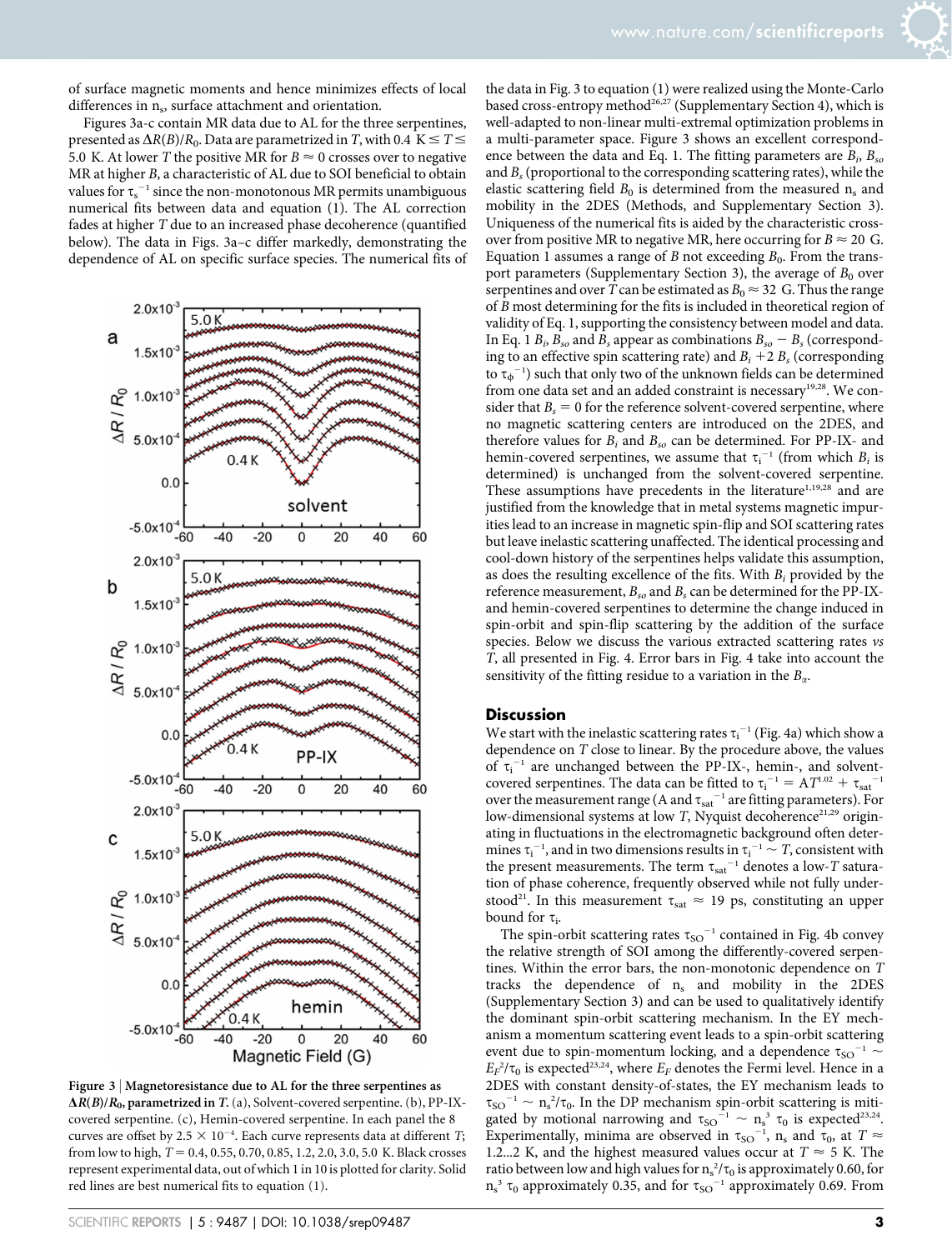of surface magnetic moments and hence minimizes effects of local differences in $n_s$, surface attachment and orientation.

Figures 3a-c contain MR data due to AL for the three serpentines, presented as $\Delta R(B)/R_0$. Data are parametrized in $T$, with 0.4 K $\leq T \leq$ 5.0 K. At lower $T$ the positive MR for $B \approx 0$ crosses over to negative MR at higher $B$, a characteristic of AL due to SOI beneficial to obtain values for $\tau_s^{-1}$ since the non-monotonous MR permits unambiguous numerical fits between data and equation (1). The AL correction fades at higher $T$ due to an increased phase decoherence (quantified below). The data in Figs. 3a–c differ markedly, demonstrating the dependence of AL on specific surface species. The numerical fits of the data in Fig. 3 to equation (1) were realized using the Monte-Carlo based cross-entropy method[26,27] (Supplementary Section 4), which is well-adapted to non-linear multi-extremal optimization problems in a multi-parameter space. Figure 3 shows an excellent correspondence between the data and Eq. 1. The fitting parameters are $B_i$, $B_{so}$ and $B_s$ (proportional to the corresponding scattering rates), while the elastic scattering field $B_0$ is determined from the measured $n_s$ and mobility in the 2DES (Methods, and Supplementary Section 3). Uniqueness of the numerical fits is aided by the characteristic cross-over from positive MR to negative MR, here occurring for $B \approx 20$ G. Equation 1 assumes a range of $B$ not exceeding $B_0$. From the transport parameters (Supplementary Section 3), the average of $B_0$ over serpentines and over $T$ can be estimated as $B_0 \approx 32$ G. Thus the range of $B$ most determining for the fits is included in theoretical region of validity of Eq. 1, supporting the consistency between model and data. In Eq. 1 $B_i$, $B_{so}$ and $B_s$ appear as combinations $B_{so} - B_s$ (corresponding to an effective spin scattering rate) and $B_i + 2\ B_s$ (corresponding to $\tau_\phi^{-1}$) such that only two of the unknown fields can be determined from one data set and an added constraint is necessary[19,28]. We consider that $B_s = 0$ for the reference solvent-covered serpentine, where no magnetic scattering centers are introduced on the 2DES, and therefore values for $B_i$ and $B_{so}$ can be determined. For PP-IX- and hemin-covered serpentines, we assume that $\tau_i^{-1}$ (from which $B_i$ is determined) is unchanged from the solvent-covered serpentine. These assumptions have precedents in the literature[1,19,28] and are justified from the knowledge that in metal systems magnetic impurities lead to an increase in magnetic spin-flip and SOI scattering rates but leave inelastic scattering unaffected. The identical processing and cool-down history of the serpentines helps validate this assumption, as does the resulting excellence of the fits. With $B_i$ provided by the reference measurement, $B_{so}$ and $B_s$ can be determined for the PP-IX- and hemin-covered serpentines to determine the change induced in spin-orbit and spin-flip scattering by the addition of the surface species. Below we discuss the various extracted scattering rates *vs* $T$, all presented in Fig. 4. Error bars in Fig. 4 take into account the sensitivity of the fitting residue to a variation in the $B_\alpha$.

**Figure 3 | Magnetoresistance due to AL for the three serpentines as $\Delta R(B)/R_0$, parametrized in $T$.** (a), Solvent-covered serpentine. (b), PP-IX-covered serpentine. (c), Hemin-covered serpentine. In each panel the 8 curves are offset by $2.5 \times 10^{-4}$. Each curve represents data at different $T$; from low to high, $T = 0.4, 0.55, 0.70, 0.85, 1.2, 2.0, 3.0, 5.0$ K. Black crosses represent experimental data, out of which 1 in 10 is plotted for clarity. Solid red lines are best numerical fits to equation (1).

## Discussion

We start with the inelastic scattering rates $\tau_i^{-1}$ (Fig. 4a) which show a dependence on $T$ close to linear. By the procedure above, the values of $\tau_i^{-1}$ are unchanged between the PP-IX-, hemin-, and solvent-covered serpentines. The data can be fitted to $\tau_i^{-1} = AT^{1.02} + \tau_{sat}^{-1}$ over the measurement range (A and $\tau_{sat}^{-1}$ are fitting parameters). For low-dimensional systems at low $T$, Nyquist decoherence[21,29] originating in fluctuations in the electromagnetic background often determines $\tau_i^{-1}$, and in two dimensions results in $\tau_i^{-1} \sim T$, consistent with the present measurements. The term $\tau_{sat}^{-1}$ denotes a low-$T$ saturation of phase coherence, frequently observed while not fully understood[21]. In this measurement $\tau_{sat} \approx 19$ ps, constituting an upper bound for $\tau_i$.

The spin-orbit scattering rates $\tau_{SO}^{-1}$ contained in Fig. 4b convey the relative strength of SOI among the differently-covered serpentines. Within the error bars, the non-monotonic dependence on $T$ tracks the dependence of $n_s$ and mobility in the 2DES (Supplementary Section 3) and can be used to qualitatively identify the dominant spin-orbit scattering mechanism. In the EY mechanism a momentum scattering event leads to a spin-orbit scattering event due to spin-momentum locking, and a dependence $\tau_{SO}^{-1} \sim E_F^2/\tau_0$ is expected[23,24], where $E_F$ denotes the Fermi level. Hence in a 2DES with constant density-of-states, the EY mechanism leads to $\tau_{SO}^{-1} \sim n_s^2/\tau_0$. In the DP mechanism spin-orbit scattering is mitigated by motional narrowing and $\tau_{SO}^{-1} \sim n_s^3\ \tau_0$ is expected[23,24]. Experimentally, minima are observed in $\tau_{SO}^{-1}$, $n_s$ and $\tau_0$, at $T \approx$ 1.2...2 K, and the highest measured values occur at $T \approx 5$ K. The ratio between low and high values for $n_s^2/\tau_0$ is approximately 0.60, for $n_s^3\ \tau_0$ approximately 0.35, and for $\tau_{SO}^{-1}$ approximately 0.69. From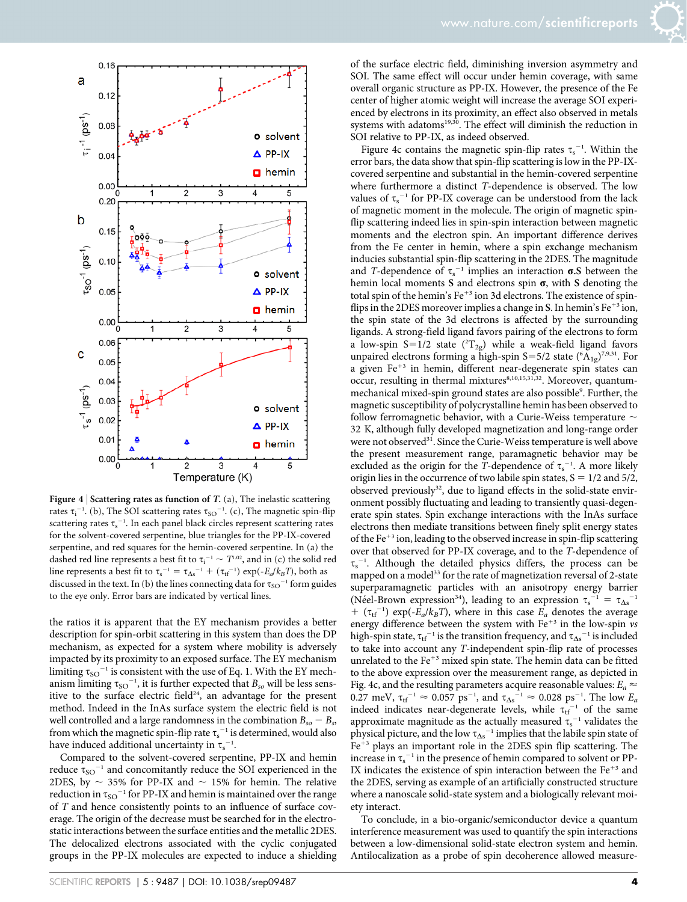**Figure 4 | Scattering rates as function of *T*.** (a), The inelastic scattering rates $\tau_i^{-1}$. (b), The SOI scattering rates $\tau_{SO}^{-1}$. (c), The magnetic spin-flip scattering rates $\tau_s^{-1}$. In each panel black circles represent scattering rates for the solvent-covered serpentine, blue triangles for the PP-IX-covered serpentine, and red squares for the hemin-covered serpentine. In (a) the dashed red line represents a best fit to $\tau_i^{-1} \sim T^{1.02}$, and in (c) the solid red line represents a best fit to $\tau_s^{-1} = \tau_{\Delta s}^{-1} + (\tau_{tf}^{-1})\exp(-E_a/k_BT)$, both as discussed in the text. In (b) the lines connecting data for $\tau_{SO}^{-1}$ form guides to the eye only. Error bars are indicated by vertical lines.

the ratios it is apparent that the EY mechanism provides a better description for spin-orbit scattering in this system than does the DP mechanism, as expected for a system where mobility is adversely impacted by its proximity to an exposed surface. The EY mechanism limiting $\tau_{SO}^{-1}$ is consistent with the use of Eq. 1. With the EY mechanism limiting $\tau_{SO}^{-1}$, it is further expected that $B_{so}$ will be less sensitive to the surface electric field[24], an advantage for the present method. Indeed in the InAs surface system the electric field is not well controlled and a large randomness in the combination $B_{so} - B_s$, from which the magnetic spin-flip rate $\tau_s^{-1}$ is determined, would also have induced additional uncertainty in $\tau_s^{-1}$.

Compared to the solvent-covered serpentine, PP-IX and hemin reduce $\tau_{SO}^{-1}$ and concomitantly reduce the SOI experienced in the 2DES, by ~ 35% for PP-IX and ~ 15% for hemin. The relative reduction in $\tau_{SO}^{-1}$ for PP-IX and hemin is maintained over the range of *T* and hence consistently points to an influence of surface coverage. The origin of the decrease must be searched for in the electrostatic interactions between the surface entities and the metallic 2DES. The delocalized electrons associated with the cyclic conjugated groups in the PP-IX molecules are expected to induce a shielding of the surface electric field, diminishing inversion asymmetry and SOI. The same effect will occur under hemin coverage, with same overall organic structure as PP-IX. However, the presence of the Fe center of higher atomic weight will increase the average SOI experienced by electrons in its proximity, an effect also observed in metals systems with adatoms[19,30]. The effect will diminish the reduction in SOI relative to PP-IX, as indeed observed.

Figure 4c contains the magnetic spin-flip rates $\tau_s^{-1}$. Within the error bars, the data show that spin-flip scattering is low in the PP-IX-covered serpentine and substantial in the hemin-covered serpentine where furthermore a distinct *T*-dependence is observed. The low values of $\tau_s^{-1}$ for PP-IX coverage can be understood from the lack of magnetic moment in the molecule. The origin of magnetic spin-flip scattering indeed lies in spin-spin interaction between magnetic moments and the electron spin. An important difference derives from the Fe center in hemin, where a spin exchange mechanism inducies substantial spin-flip scattering in the 2DES. The magnitude and *T*-dependence of $\tau_s^{-1}$ implies that an interaction $\boldsymbol{\sigma}.\mathbf{S}$ between the hemin local moments **S** and electrons spin $\boldsymbol{\sigma}$, with **S** denoting the total spin of the hemin's $Fe^{+3}$ ion 3d electrons. The existence of spin-flips in the 2DES moreover implies a change in **S**. In hemin's $Fe^{+3}$ ion, the spin state of the 3d electrons is affected by the surrounding ligands. A strong-field ligand favors pairing of the electrons to form a low-spin S=1/2 state ($^2T_{2g}$) while a weak-field ligand favors unpaired electrons forming a high-spin S=5/2 state ($^6A_{1g}$)[7,9,31]. For a given $Fe^{+3}$ in hemin, different near-degenerate spin states can occur, resulting in thermal mixtures[8,10,15,31,32]. Moreover, quantum-mechanical mixed-spin ground states are also possible[9]. Further, the magnetic susceptibility of polycrystalline hemin has been observed to follow ferromagnetic behavior, with a Curie-Weiss temperature ~ 32 K, although fully developed magnetization and long-range order were not observed[31]. Since the Curie-Weiss temperature is well above the present measurement range, paramagnetic behavior may be excluded as the origin for the *T*-dependence of $\tau_s^{-1}$. A more likely origin lies in the occurrence of two labile spin states, S = 1/2 and 5/2, observed previously[32], due to ligand effects in the solid-state environment possibly fluctuating and leading to transiently quasi-degenerate spin states. Spin exchange interactions with the InAs surface electrons then mediate transitions between finely split energy states of the $Fe^{+3}$ ion, leading to the observed increase in spin-flip scattering over that observed for PP-IX coverage, and to the *T*-dependence of $\tau_s^{-1}$. Although the detailed physics differs, the process can be mapped on a model[33] for the rate of magnetization reversal of 2-state superparamagnetic particles with an anisotropy energy barrier (Néel-Brown expression[34]), leading to an expression $\tau_s^{-1} = \tau_{\Delta s}^{-1} + (\tau_{tf}^{-1})\exp(-E_a/k_BT)$, where in this case $E_a$ denotes the average energy difference between the system with $Fe^{+3}$ in the low-spin *vs* high-spin state, $\tau_{tf}^{-1}$ is the transition frequency, and $\tau_{\Delta s}^{-1}$ is included to take into account any *T*-independent spin-flip rate of processes unrelated to the $Fe^{+3}$ mixed spin state. The hemin data can be fitted to the above expression over the measurement range, as depicted in Fig. 4c, and the resulting parameters acquire reasonable values: $E_a \approx$ 0.27 meV, $\tau_{tf}^{-1} \approx 0.057$ ps$^{-1}$, and $\tau_{\Delta s}^{-1} \approx 0.028$ ps$^{-1}$. The low $E_a$ indeed indicates near-degenerate levels, while $\tau_{tf}^{-1}$ of the same approximate magnitude as the actually measured $\tau_s^{-1}$ validates the physical picture, and the low $\tau_{\Delta s}^{-1}$ implies that the labile spin state of $Fe^{+3}$ plays an important role in the 2DES spin flip scattering. The increase in $\tau_s^{-1}$ in the presence of hemin compared to solvent or PP-IX indicates the existence of spin interaction between the $Fe^{+3}$ and the 2DES, serving as example of an artificially constructed structure where a nanoscale solid-state system and a biologically relevant moiety interact.

To conclude, in a bio-organic/semiconductor device a quantum interference measurement was used to quantify the spin interactions between a low-dimensional solid-state electron system and hemin. Antilocalization as a probe of spin decoherence allowed measure-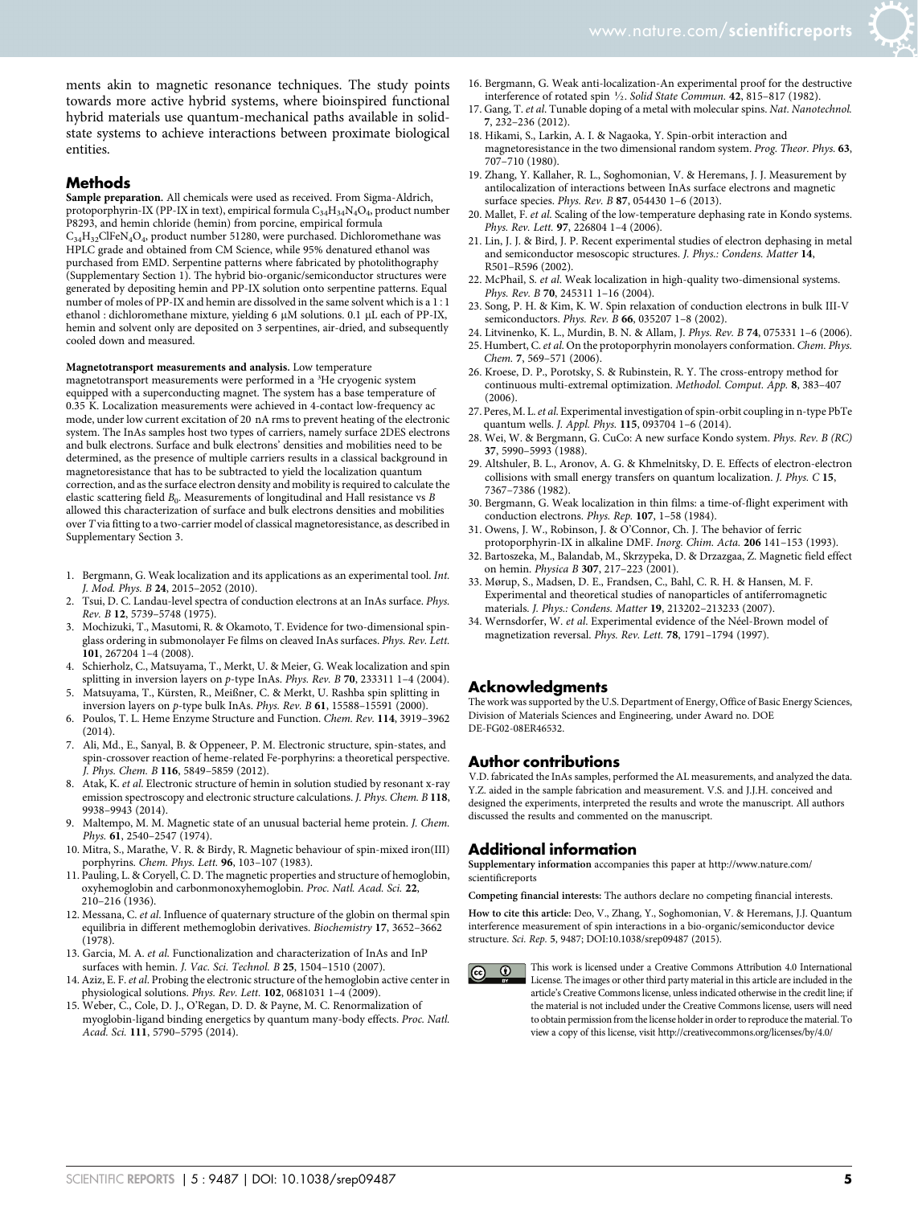ments akin to magnetic resonance techniques. The study points towards more active hybrid systems, where bioinspired functional hybrid materials use quantum-mechanical paths available in solid-state systems to achieve interactions between proximate biological entities.

## Methods

**Sample preparation.** All chemicals were used as received. From Sigma-Aldrich, protoporphyrin-IX (PP-IX in text), empirical formula $C_{34}H_{34}N_4O_4$, product number P8293, and hemin chloride (hemin) from porcine, empirical formula $C_{34}H_{32}ClFeN_4O_4$, product number 51280, were purchased. Dichloromethane was HPLC grade and obtained from CM Science, while 95% denatured ethanol was purchased from EMD. Serpentine patterns where fabricated by photolithography (Supplementary Section 1). The hybrid bio-organic/semiconductor structures were generated by depositing hemin and PP-IX solution onto serpentine patterns. Equal number of moles of PP-IX and hemin are dissolved in the same solvent which is a 1 : 1 ethanol : dichloromethane mixture, yielding 6 μM solutions. 0.1 μL each of PP-IX, hemin and solvent only are deposited on 3 serpentines, air-dried, and subsequently cooled down and measured.

**Magnetotransport measurements and analysis.** Low temperature magnetotransport measurements were performed in a $^3$He cryogenic system equipped with a superconducting magnet. The system has a base temperature of 0.35 K. Localization measurements were achieved in 4-contact low-frequency ac mode, under low current excitation of 20 nA rms to prevent heating of the electronic system. The InAs samples host two types of carriers, namely surface 2DES electrons and bulk electrons. Surface and bulk electrons' densities and mobilities need to be determined, as the presence of multiple carriers results in a classical background in magnetoresistance that has to be subtracted to yield the localization quantum correction, and as the surface electron density and mobility is required to calculate the elastic scattering field $B_0$. Measurements of longitudinal and Hall resistance vs $B$ allowed this characterization of surface and bulk electrons densities and mobilities over $T$ via fitting to a two-carrier model of classical magnetoresistance, as described in Supplementary Section 3.

1. Bergmann, G. Weak localization and its applications as an experimental tool. *Int. J. Mod. Phys. B* **24**, 2015–2052 (2010).
2. Tsui, D. C. Landau-level spectra of conduction electrons at an InAs surface. *Phys. Rev. B* **12**, 5739–5748 (1975).
3. Mochizuki, T., Masutomi, R. & Okamoto, T. Evidence for two-dimensional spin-glass ordering in submonolayer Fe films on cleaved InAs surfaces. *Phys. Rev. Lett.* **101**, 267204 1–4 (2008).
4. Schierholz, C., Matsuyama, T., Merkt, U. & Meier, G. Weak localization and spin splitting in inversion layers on *p*-type InAs. *Phys. Rev. B* **70**, 233311 1–4 (2004).
5. Matsuyama, T., Kürsten, R., Meißner, C. & Merkt, U. Rashba spin splitting in inversion layers on *p*-type bulk InAs. *Phys. Rev. B* **61**, 15588–15591 (2000).
6. Poulos, T. L. Heme Enzyme Structure and Function. *Chem. Rev.* **114**, 3919–3962 (2014).
7. Ali, Md., E., Sanyal, B. & Oppeneer, P. M. Electronic structure, spin-states, and spin-crossover reaction of heme-related Fe-porphyrins: a theoretical perspective. *J. Phys. Chem. B* **116**, 5849–5859 (2012).
8. Atak, K. *et al.* Electronic structure of hemin in solution studied by resonant x-ray emission spectroscopy and electronic structure calculations. *J. Phys. Chem. B* **118**, 9938–9943 (2014).
9. Maltempo, M. M. Magnetic state of an unusual bacterial heme protein. *J. Chem. Phys.* **61**, 2540–2547 (1974).
10. Mitra, S., Marathe, V. R. & Birdy, R. Magnetic behaviour of spin-mixed iron(III) porphyrins. *Chem. Phys. Lett.* **96**, 103–107 (1983).
11. Pauling, L. & Coryell, C. D. The magnetic properties and structure of hemoglobin, oxyhemoglobin and carbonmonoxyhemoglobin. *Proc. Natl. Acad. Sci.* **22**, 210–216 (1936).
12. Messana, C. *et al.* Influence of quaternary structure of the globin on thermal spin equilibria in different methemoglobin derivatives. *Biochemistry* **17**, 3652–3662 (1978).
13. Garcia, M. A. *et al.* Functionalization and characterization of InAs and InP surfaces with hemin. *J. Vac. Sci. Technol. B* **25**, 1504–1510 (2007).
14. Aziz, E. F. *et al.* Probing the electronic structure of the hemoglobin active center in physiological solutions. *Phys. Rev. Lett.* **102**, 0681031 1–4 (2009).
15. Weber, C., Cole, D. J., O'Regan, D. D. & Payne, M. C. Renormalization of myoglobin-ligand binding energetics by quantum many-body effects. *Proc. Natl. Acad. Sci.* **111**, 5790–5795 (2014).
16. Bergmann, G. Weak anti-localization-An experimental proof for the destructive interference of rotated spin ½. *Solid State Commun.* **42**, 815–817 (1982).
17. Gang, T. *et al.* Tunable doping of a metal with molecular spins. *Nat. Nanotechnol.* **7**, 232–236 (2012).
18. Hikami, S., Larkin, A. I. & Nagaoka, Y. Spin-orbit interaction and magnetoresistance in the two dimensional random system. *Prog. Theor. Phys.* **63**, 707–710 (1980).
19. Zhang, Y. Kallaher, R. L., Soghomonian, V. & Heremans, J. J. Measurement by antilocalization of interactions between InAs surface electrons and magnetic surface species. *Phys. Rev. B* **87**, 054430 1–6 (2013).
20. Mallet, F. *et al.* Scaling of the low-temperature dephasing rate in Kondo systems. *Phys. Rev. Lett.* **97**, 226804 1–4 (2006).
21. Lin, J. J. & Bird, J. P. Recent experimental studies of electron dephasing in metal and semiconductor mesoscopic structures. *J. Phys.: Condens. Matter* **14**, R501–R596 (2002).
22. McPhail, S. *et al.* Weak localization in high-quality two-dimensional systems. *Phys. Rev. B* **70**, 245311 1–16 (2004).
23. Song, P. H. & Kim, K. W. Spin relaxation of conduction electrons in bulk III-V semiconductors. *Phys. Rev. B* **66**, 035207 1–8 (2002).
24. Litvinenko, K. L., Murdin, B. N. & Allam, J. *Phys. Rev. B* **74**, 075331 1–6 (2006).
25. Humbert, C. *et al.* On the protoporphyrin monolayers conformation. *Chem. Phys. Chem.* **7**, 569–571 (2006).
26. Kroese, D. P., Porotsky, S. & Rubinstein, R. Y. The cross-entropy method for continuous multi-extremal optimization. *Methodol. Comput. App.* **8**, 383–407 (2006).
27. Peres, M. L. *et al.* Experimental investigation of spin-orbit coupling in n-type PbTe quantum wells. *J. Appl. Phys.* **115**, 093704 1–6 (2014).
28. Wei, W. & Bergmann, G. CuCo: A new surface Kondo system. *Phys. Rev. B (RC)* **37**, 5990–5993 (1988).
29. Altshuler, B. L., Aronov, A. G. & Khmelnitsky, D. E. Effects of electron-electron collisions with small energy transfers on quantum localization. *J. Phys. C* **15**, 7367–7386 (1982).
30. Bergmann, G. Weak localization in thin films: a time-of-flight experiment with conduction electrons. *Phys. Rep.* **107**, 1–58 (1984).
31. Owens, J. W., Robinson, J. & O'Connor, Ch. J. The behavior of ferric protoporphyrin-IX in alkaline DMF. *Inorg. Chim. Acta.* **206** 141–153 (1993).
32. Bartoszeka, M., Balandab, M., Skrzypeka, D. & Drzazgaa, Z. Magnetic field effect on hemin. *Physica B* **307**, 217–223 (2001).
33. Mørup, S., Madsen, D. E., Frandsen, C., Bahl, C. R. H. & Hansen, M. F. Experimental and theoretical studies of nanoparticles of antiferromagnetic materials. *J. Phys.: Condens. Matter* **19**, 213202–213233 (2007).
34. Wernsdorfer, W. *et al.* Experimental evidence of the Néel-Brown model of magnetization reversal. *Phys. Rev. Lett.* **78**, 1791–1794 (1997).

## Acknowledgments

The work was supported by the U.S. Department of Energy, Office of Basic Energy Sciences, Division of Materials Sciences and Engineering, under Award no. DOE DE-FG02-08ER46532.

## Author contributions

V.D. fabricated the InAs samples, performed the AL measurements, and analyzed the data. Y.Z. aided in the sample fabrication and measurement. V.S. and J.J.H. conceived and designed the experiments, interpreted the results and wrote the manuscript. All authors discussed the results and commented on the manuscript.

## Additional information

**Supplementary information** accompanies this paper at http://www.nature.com/scientificreports

**Competing financial interests:** The authors declare no competing financial interests.

**How to cite this article:** Deo, V., Zhang, Y., Soghomonian, V. & Heremans, J.J. Quantum interference measurement of spin interactions in a bio-organic/semiconductor device structure. *Sci. Rep.* **5**, 9487; DOI:10.1038/srep09487 (2015).

This work is licensed under a Creative Commons Attribution 4.0 International License. The images or other third party material in this article are included in the article's Creative Commons license, unless indicated otherwise in the credit line; if the material is not included under the Creative Commons license, users will need to obtain permission from the license holder in order to reproduce the material. To view a copy of this license, visit http://creativecommons.org/licenses/by/4.0/